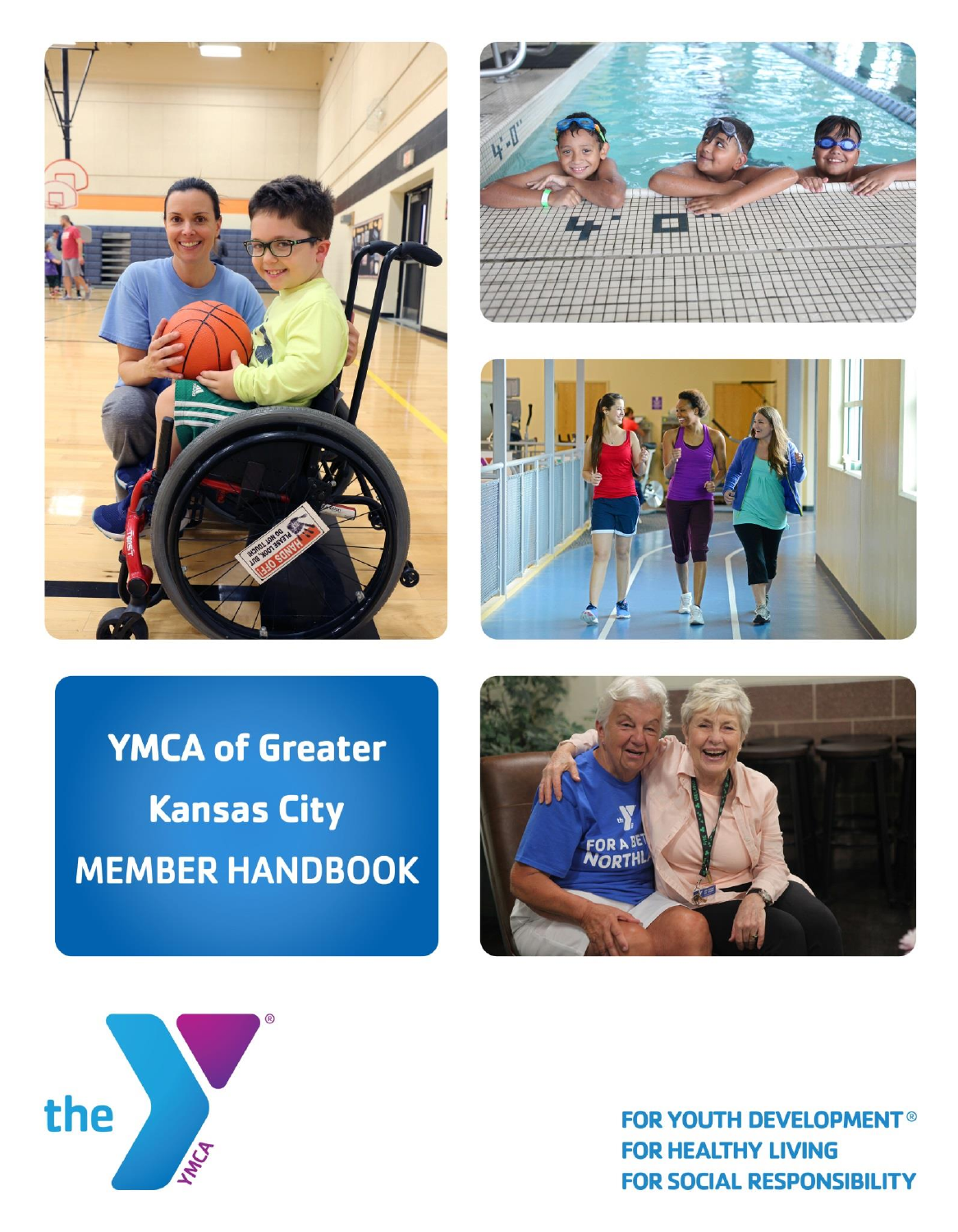# YMCA of Greater Kansas City MEMBER HANDBOOK

FOR YOUTH DEVELOPMENT®
FOR HEALTHY LIVING
FOR SOCIAL RESPONSIBILITY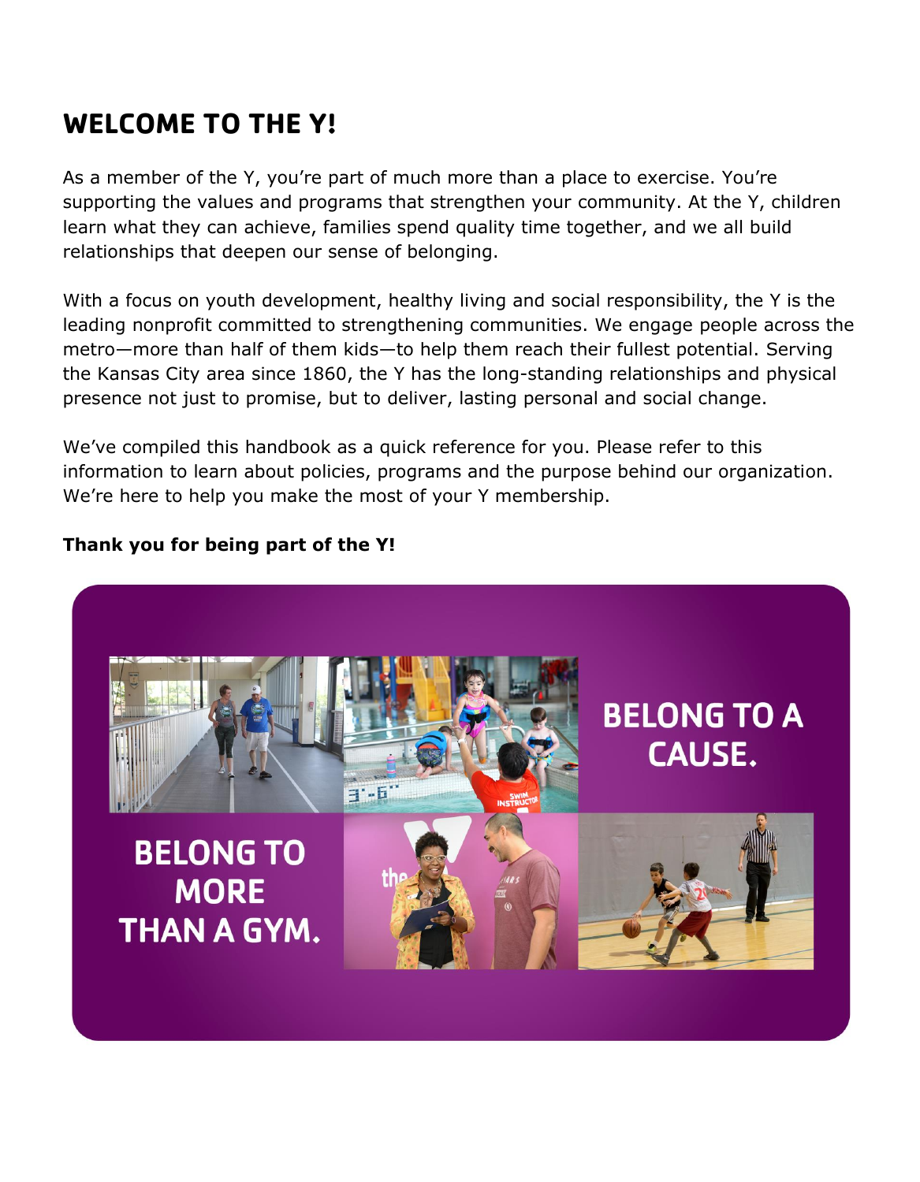# WELCOME TO THE Y!

As a member of the Y, you're part of much more than a place to exercise. You're supporting the values and programs that strengthen your community. At the Y, children learn what they can achieve, families spend quality time together, and we all build relationships that deepen our sense of belonging.

With a focus on youth development, healthy living and social responsibility, the Y is the leading nonprofit committed to strengthening communities. We engage people across the metro—more than half of them kids—to help them reach their fullest potential. Serving the Kansas City area since 1860, the Y has the long-standing relationships and physical presence not just to promise, but to deliver, lasting personal and social change.

We've compiled this handbook as a quick reference for you. Please refer to this information to learn about policies, programs and the purpose behind our organization. We're here to help you make the most of your Y membership.

**Thank you for being part of the Y!**

BELONG TO A CAUSE.

BELONG TO MORE THAN A GYM.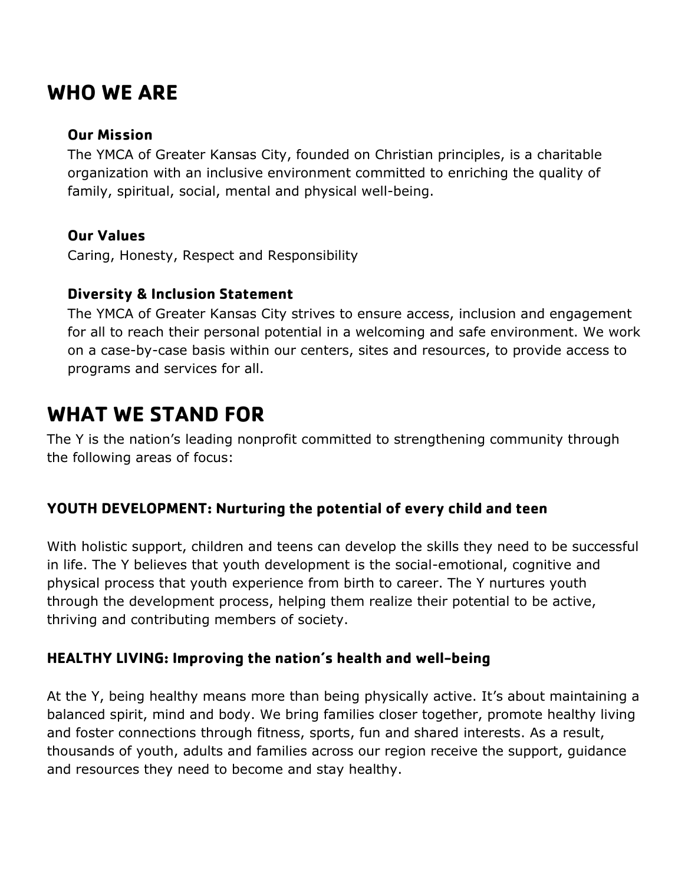# WHO WE ARE

### Our Mission

The YMCA of Greater Kansas City, founded on Christian principles, is a charitable organization with an inclusive environment committed to enriching the quality of family, spiritual, social, mental and physical well-being.

### Our Values

Caring, Honesty, Respect and Responsibility

### Diversity & Inclusion Statement

The YMCA of Greater Kansas City strives to ensure access, inclusion and engagement for all to reach their personal potential in a welcoming and safe environment. We work on a case-by-case basis within our centers, sites and resources, to provide access to programs and services for all.

# WHAT WE STAND FOR

The Y is the nation's leading nonprofit committed to strengthening community through the following areas of focus:

### YOUTH DEVELOPMENT: Nurturing the potential of every child and teen

With holistic support, children and teens can develop the skills they need to be successful in life. The Y believes that youth development is the social-emotional, cognitive and physical process that youth experience from birth to career. The Y nurtures youth through the development process, helping them realize their potential to be active, thriving and contributing members of society.

### HEALTHY LIVING: Improving the nation's health and well-being

At the Y, being healthy means more than being physically active. It's about maintaining a balanced spirit, mind and body. We bring families closer together, promote healthy living and foster connections through fitness, sports, fun and shared interests. As a result, thousands of youth, adults and families across our region receive the support, guidance and resources they need to become and stay healthy.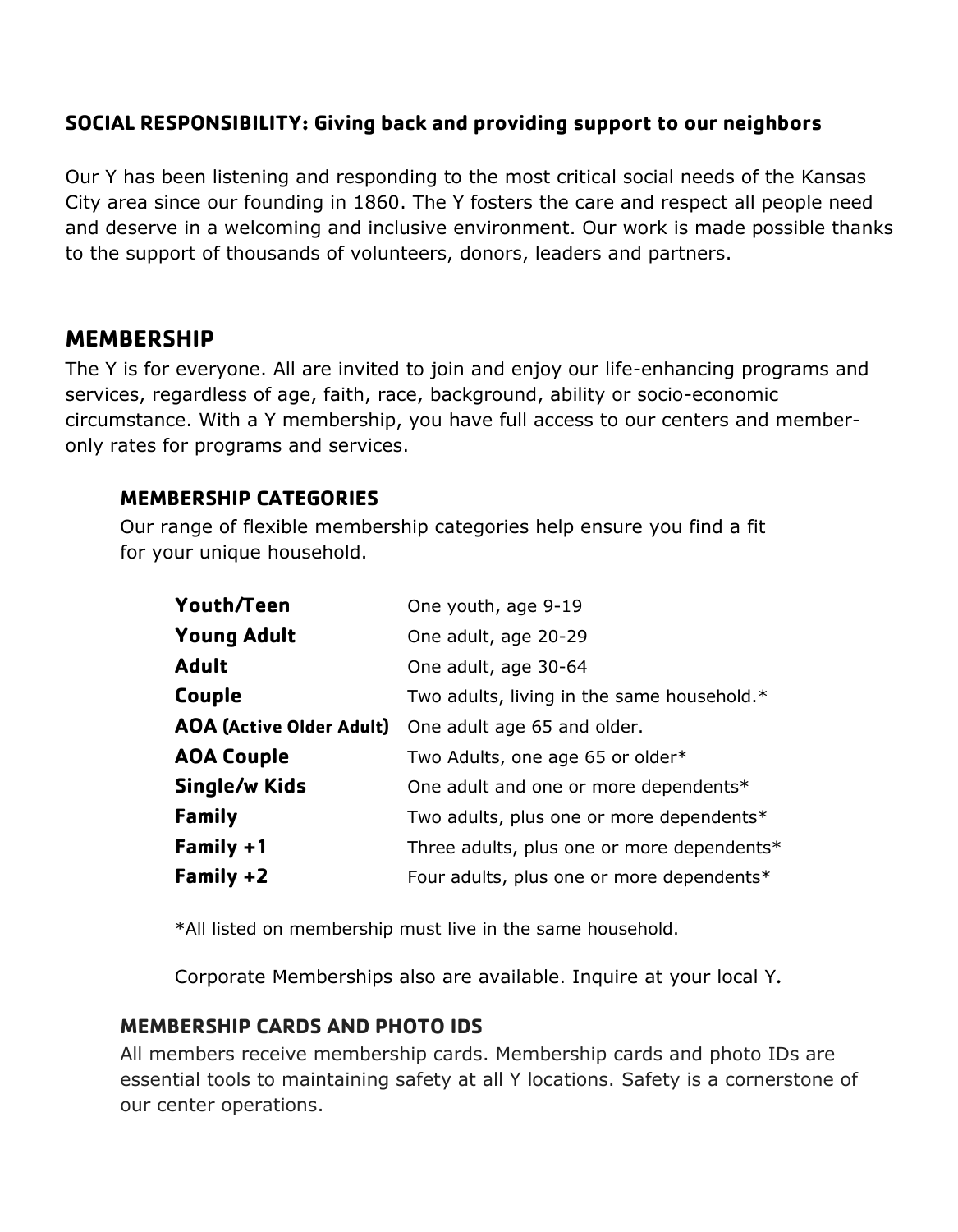### SOCIAL RESPONSIBILITY: Giving back and providing support to our neighbors

Our Y has been listening and responding to the most critical social needs of the Kansas City area since our founding in 1860. The Y fosters the care and respect all people need and deserve in a welcoming and inclusive environment. Our work is made possible thanks to the support of thousands of volunteers, donors, leaders and partners.

## MEMBERSHIP

The Y is for everyone. All are invited to join and enjoy our life-enhancing programs and services, regardless of age, faith, race, background, ability or socio-economic circumstance. With a Y membership, you have full access to our centers and member-only rates for programs and services.

### MEMBERSHIP CATEGORIES

Our range of flexible membership categories help ensure you find a fit for your unique household.

| Category | Description |
|---|---|
| **Youth/Teen** | One youth, age 9-19 |
| **Young Adult** | One adult, age 20-29 |
| **Adult** | One adult, age 30-64 |
| **Couple** | Two adults, living in the same household.* |
| **AOA (Active Older Adult)** | One adult age 65 and older. |
| **AOA Couple** | Two Adults, one age 65 or older* |
| **Single/w Kids** | One adult and one or more dependents* |
| **Family** | Two adults, plus one or more dependents* |
| **Family +1** | Three adults, plus one or more dependents* |
| **Family +2** | Four adults, plus one or more dependents* |

*All listed on membership must live in the same household.

Corporate Memberships also are available. Inquire at your local Y.

### MEMBERSHIP CARDS AND PHOTO IDS

All members receive membership cards. Membership cards and photo IDs are essential tools to maintaining safety at all Y locations. Safety is a cornerstone of our center operations.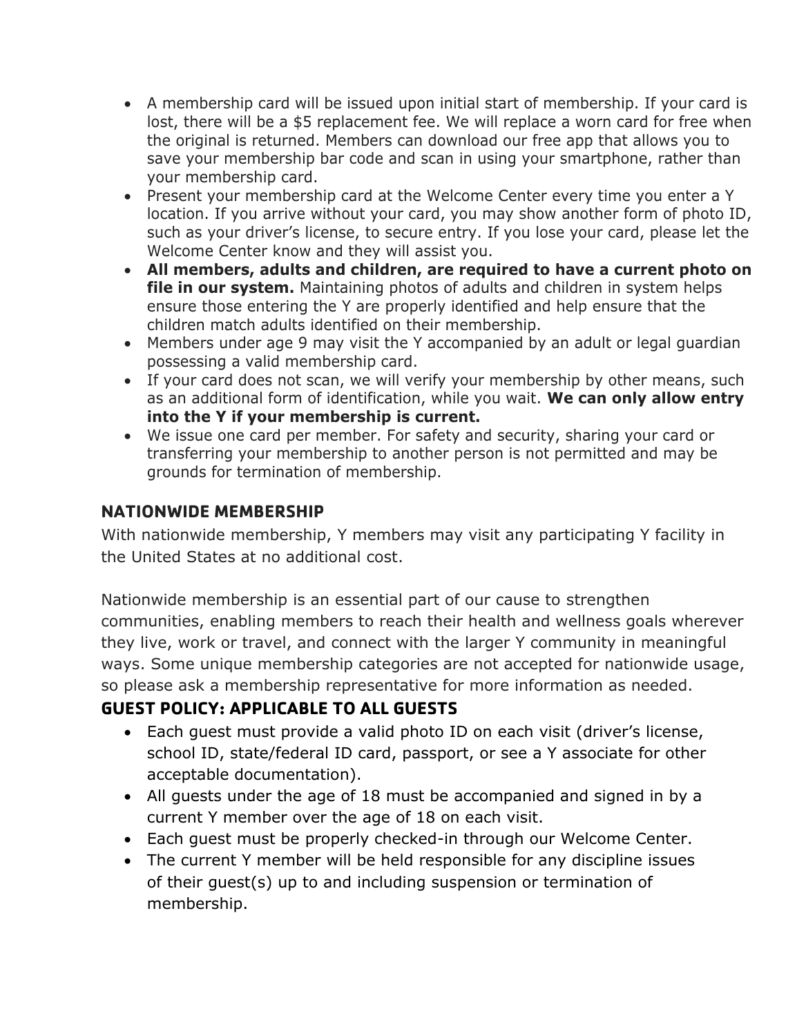- A membership card will be issued upon initial start of membership. If your card is lost, there will be a $5 replacement fee. We will replace a worn card for free when the original is returned. Members can download our free app that allows you to save your membership bar code and scan in using your smartphone, rather than your membership card.
- Present your membership card at the Welcome Center every time you enter a Y location. If you arrive without your card, you may show another form of photo ID, such as your driver's license, to secure entry. If you lose your card, please let the Welcome Center know and they will assist you.
- **All members, adults and children, are required to have a current photo on file in our system.** Maintaining photos of adults and children in system helps ensure those entering the Y are properly identified and help ensure that the children match adults identified on their membership.
- Members under age 9 may visit the Y accompanied by an adult or legal guardian possessing a valid membership card.
- If your card does not scan, we will verify your membership by other means, such as an additional form of identification, while you wait. **We can only allow entry into the Y if your membership is current.**
- We issue one card per member. For safety and security, sharing your card or transferring your membership to another person is not permitted and may be grounds for termination of membership.

## NATIONWIDE MEMBERSHIP

With nationwide membership, Y members may visit any participating Y facility in the United States at no additional cost.

Nationwide membership is an essential part of our cause to strengthen communities, enabling members to reach their health and wellness goals wherever they live, work or travel, and connect with the larger Y community in meaningful ways. Some unique membership categories are not accepted for nationwide usage, so please ask a membership representative for more information as needed.

## GUEST POLICY: APPLICABLE TO ALL GUESTS

- Each guest must provide a valid photo ID on each visit (driver's license, school ID, state/federal ID card, passport, or see a Y associate for other acceptable documentation).
- All guests under the age of 18 must be accompanied and signed in by a current Y member over the age of 18 on each visit.
- Each guest must be properly checked-in through our Welcome Center.
- The current Y member will be held responsible for any discipline issues of their guest(s) up to and including suspension or termination of membership.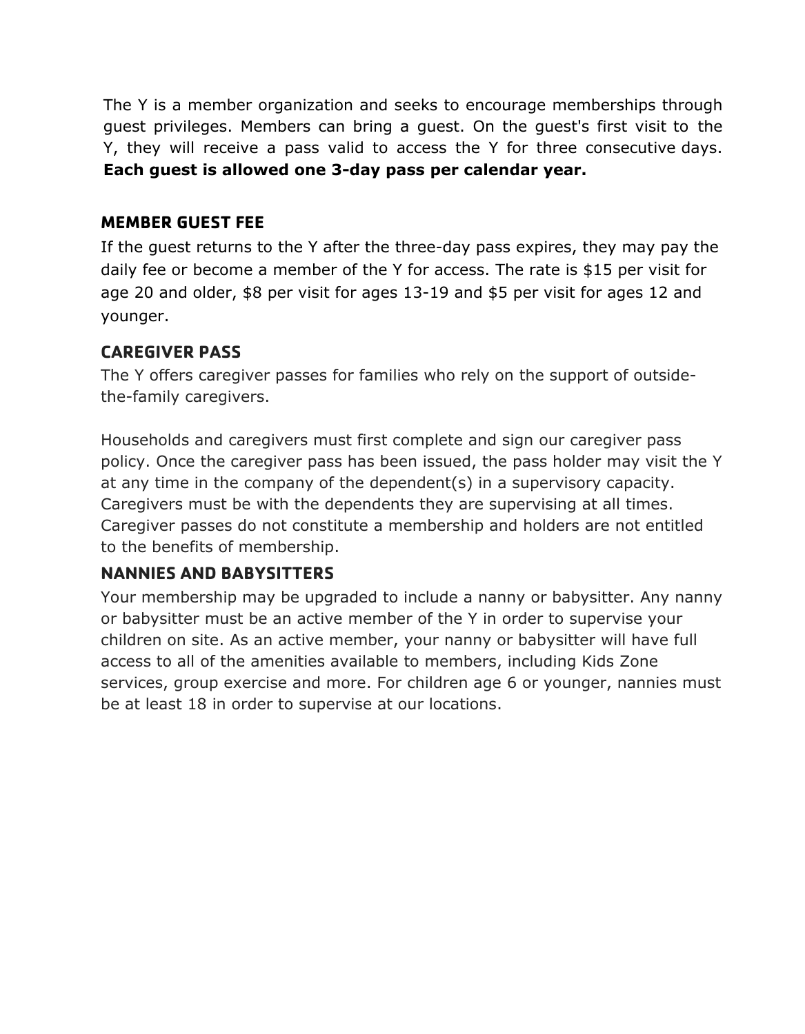The Y is a member organization and seeks to encourage memberships through guest privileges. Members can bring a guest. On the guest's first visit to the Y, they will receive a pass valid to access the Y for three consecutive days. **Each guest is allowed one 3-day pass per calendar year.**

## MEMBER GUEST FEE

If the guest returns to the Y after the three-day pass expires, they may pay the daily fee or become a member of the Y for access. The rate is $15 per visit for age 20 and older, $8 per visit for ages 13-19 and $5 per visit for ages 12 and younger.

## CAREGIVER PASS

The Y offers caregiver passes for families who rely on the support of outside-the-family caregivers.

Households and caregivers must first complete and sign our caregiver pass policy. Once the caregiver pass has been issued, the pass holder may visit the Y at any time in the company of the dependent(s) in a supervisory capacity. Caregivers must be with the dependents they are supervising at all times. Caregiver passes do not constitute a membership and holders are not entitled to the benefits of membership.

## NANNIES AND BABYSITTERS

Your membership may be upgraded to include a nanny or babysitter. Any nanny or babysitter must be an active member of the Y in order to supervise your children on site. As an active member, your nanny or babysitter will have full access to all of the amenities available to members, including Kids Zone services, group exercise and more. For children age 6 or younger, nannies must be at least 18 in order to supervise at our locations.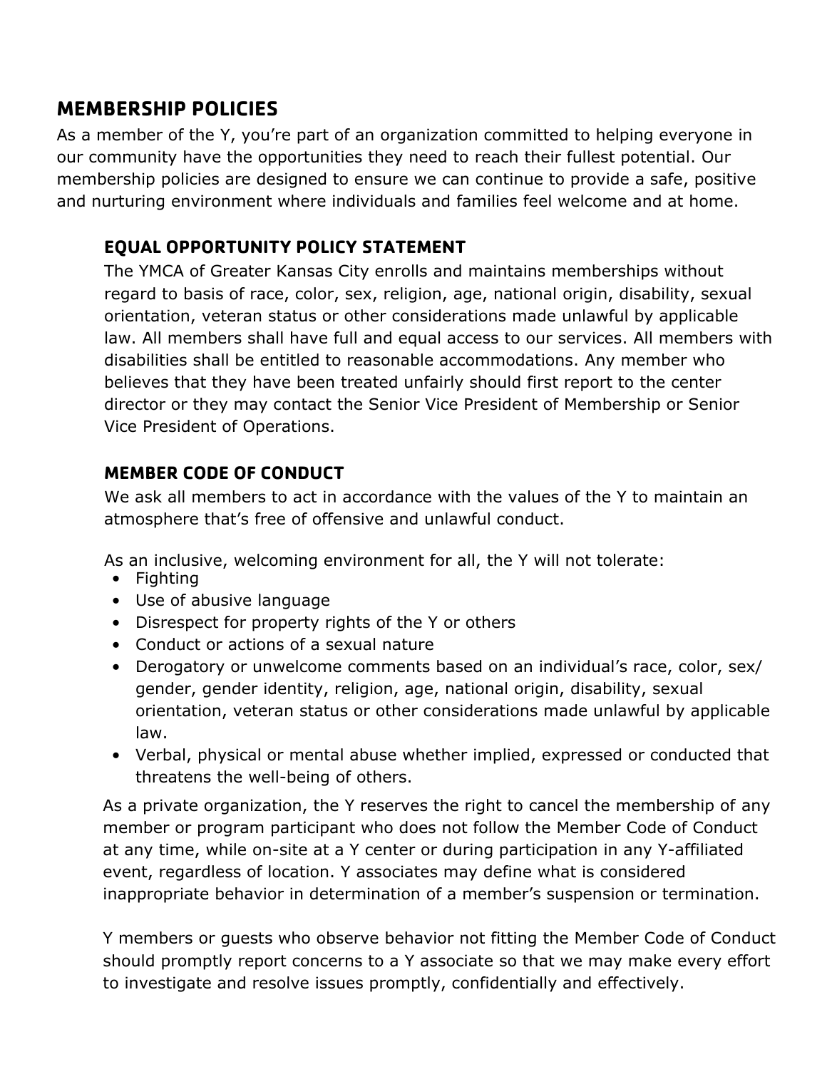## MEMBERSHIP POLICIES

As a member of the Y, you're part of an organization committed to helping everyone in our community have the opportunities they need to reach their fullest potential. Our membership policies are designed to ensure we can continue to provide a safe, positive and nurturing environment where individuals and families feel welcome and at home.

### EQUAL OPPORTUNITY POLICY STATEMENT

The YMCA of Greater Kansas City enrolls and maintains memberships without regard to basis of race, color, sex, religion, age, national origin, disability, sexual orientation, veteran status or other considerations made unlawful by applicable law. All members shall have full and equal access to our services. All members with disabilities shall be entitled to reasonable accommodations. Any member who believes that they have been treated unfairly should first report to the center director or they may contact the Senior Vice President of Membership or Senior Vice President of Operations.

### MEMBER CODE OF CONDUCT

We ask all members to act in accordance with the values of the Y to maintain an atmosphere that's free of offensive and unlawful conduct.

As an inclusive, welcoming environment for all, the Y will not tolerate:

- Fighting
- Use of abusive language
- Disrespect for property rights of the Y or others
- Conduct or actions of a sexual nature
- Derogatory or unwelcome comments based on an individual's race, color, sex/gender, gender identity, religion, age, national origin, disability, sexual orientation, veteran status or other considerations made unlawful by applicable law.
- Verbal, physical or mental abuse whether implied, expressed or conducted that threatens the well-being of others.

As a private organization, the Y reserves the right to cancel the membership of any member or program participant who does not follow the Member Code of Conduct at any time, while on-site at a Y center or during participation in any Y-affiliated event, regardless of location. Y associates may define what is considered inappropriate behavior in determination of a member's suspension or termination.

Y members or guests who observe behavior not fitting the Member Code of Conduct should promptly report concerns to a Y associate so that we may make every effort to investigate and resolve issues promptly, confidentially and effectively.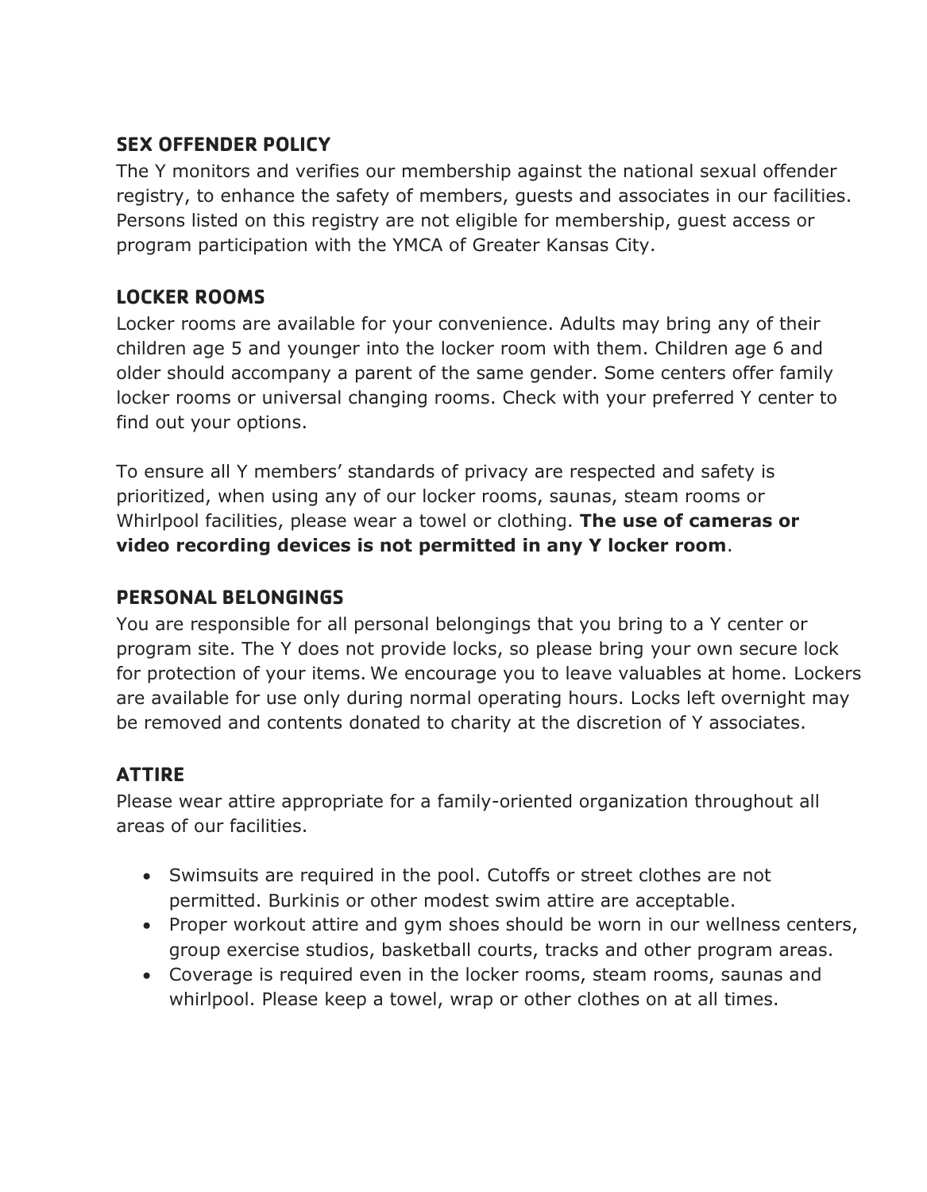## SEX OFFENDER POLICY

The Y monitors and verifies our membership against the national sexual offender registry, to enhance the safety of members, guests and associates in our facilities. Persons listed on this registry are not eligible for membership, guest access or program participation with the YMCA of Greater Kansas City.

## LOCKER ROOMS

Locker rooms are available for your convenience. Adults may bring any of their children age 5 and younger into the locker room with them. Children age 6 and older should accompany a parent of the same gender. Some centers offer family locker rooms or universal changing rooms. Check with your preferred Y center to find out your options.

To ensure all Y members' standards of privacy are respected and safety is prioritized, when using any of our locker rooms, saunas, steam rooms or Whirlpool facilities, please wear a towel or clothing. **The use of cameras or video recording devices is not permitted in any Y locker room**.

## PERSONAL BELONGINGS

You are responsible for all personal belongings that you bring to a Y center or program site. The Y does not provide locks, so please bring your own secure lock for protection of your items. We encourage you to leave valuables at home. Lockers are available for use only during normal operating hours. Locks left overnight may be removed and contents donated to charity at the discretion of Y associates.

## ATTIRE

Please wear attire appropriate for a family-oriented organization throughout all areas of our facilities.

- Swimsuits are required in the pool. Cutoffs or street clothes are not permitted. Burkinis or other modest swim attire are acceptable.
- Proper workout attire and gym shoes should be worn in our wellness centers, group exercise studios, basketball courts, tracks and other program areas.
- Coverage is required even in the locker rooms, steam rooms, saunas and whirlpool. Please keep a towel, wrap or other clothes on at all times.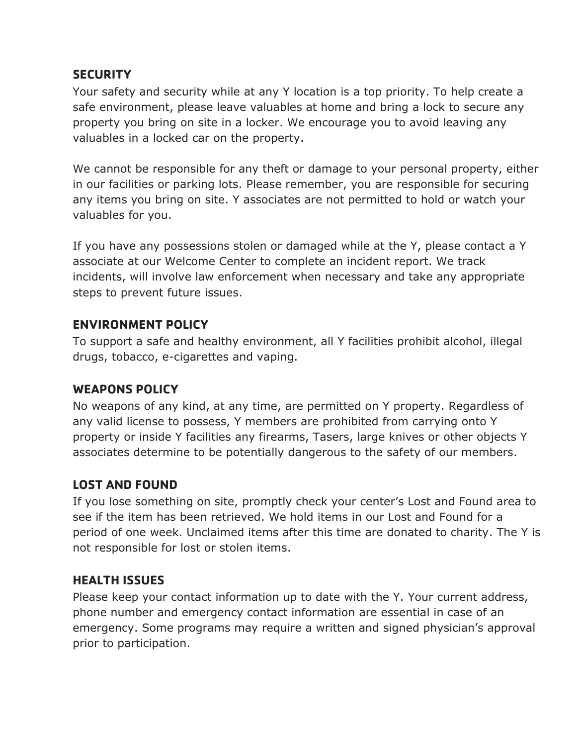## SECURITY

Your safety and security while at any Y location is a top priority. To help create a safe environment, please leave valuables at home and bring a lock to secure any property you bring on site in a locker. We encourage you to avoid leaving any valuables in a locked car on the property.

We cannot be responsible for any theft or damage to your personal property, either in our facilities or parking lots. Please remember, you are responsible for securing any items you bring on site. Y associates are not permitted to hold or watch your valuables for you.

If you have any possessions stolen or damaged while at the Y, please contact a Y associate at our Welcome Center to complete an incident report. We track incidents, will involve law enforcement when necessary and take any appropriate steps to prevent future issues.

## ENVIRONMENT POLICY

To support a safe and healthy environment, all Y facilities prohibit alcohol, illegal drugs, tobacco, e-cigarettes and vaping.

## WEAPONS POLICY

No weapons of any kind, at any time, are permitted on Y property. Regardless of any valid license to possess, Y members are prohibited from carrying onto Y property or inside Y facilities any firearms, Tasers, large knives or other objects Y associates determine to be potentially dangerous to the safety of our members.

## LOST AND FOUND

If you lose something on site, promptly check your center's Lost and Found area to see if the item has been retrieved. We hold items in our Lost and Found for a period of one week. Unclaimed items after this time are donated to charity. The Y is not responsible for lost or stolen items.

## HEALTH ISSUES

Please keep your contact information up to date with the Y. Your current address, phone number and emergency contact information are essential in case of an emergency. Some programs may require a written and signed physician's approval prior to participation.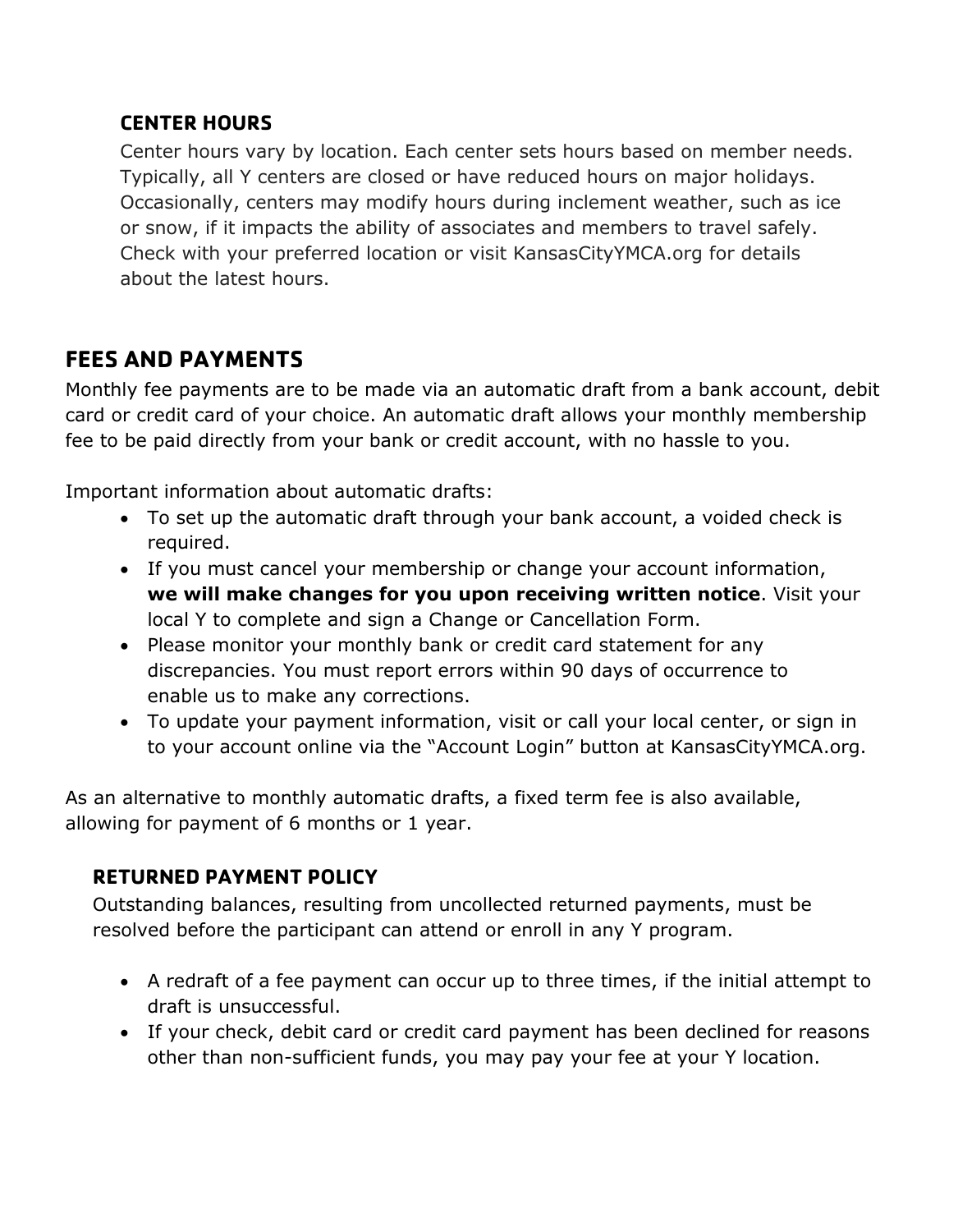### CENTER HOURS

Center hours vary by location. Each center sets hours based on member needs. Typically, all Y centers are closed or have reduced hours on major holidays. Occasionally, centers may modify hours during inclement weather, such as ice or snow, if it impacts the ability of associates and members to travel safely. Check with your preferred location or visit KansasCityYMCA.org for details about the latest hours.

## FEES AND PAYMENTS

Monthly fee payments are to be made via an automatic draft from a bank account, debit card or credit card of your choice. An automatic draft allows your monthly membership fee to be paid directly from your bank or credit account, with no hassle to you.

Important information about automatic drafts:

- To set up the automatic draft through your bank account, a voided check is required.
- If you must cancel your membership or change your account information, **we will make changes for you upon receiving written notice**. Visit your local Y to complete and sign a Change or Cancellation Form.
- Please monitor your monthly bank or credit card statement for any discrepancies. You must report errors within 90 days of occurrence to enable us to make any corrections.
- To update your payment information, visit or call your local center, or sign in to your account online via the "Account Login" button at KansasCityYMCA.org.

As an alternative to monthly automatic drafts, a fixed term fee is also available, allowing for payment of 6 months or 1 year.

### RETURNED PAYMENT POLICY

Outstanding balances, resulting from uncollected returned payments, must be resolved before the participant can attend or enroll in any Y program.

- A redraft of a fee payment can occur up to three times, if the initial attempt to draft is unsuccessful.
- If your check, debit card or credit card payment has been declined for reasons other than non-sufficient funds, you may pay your fee at your Y location.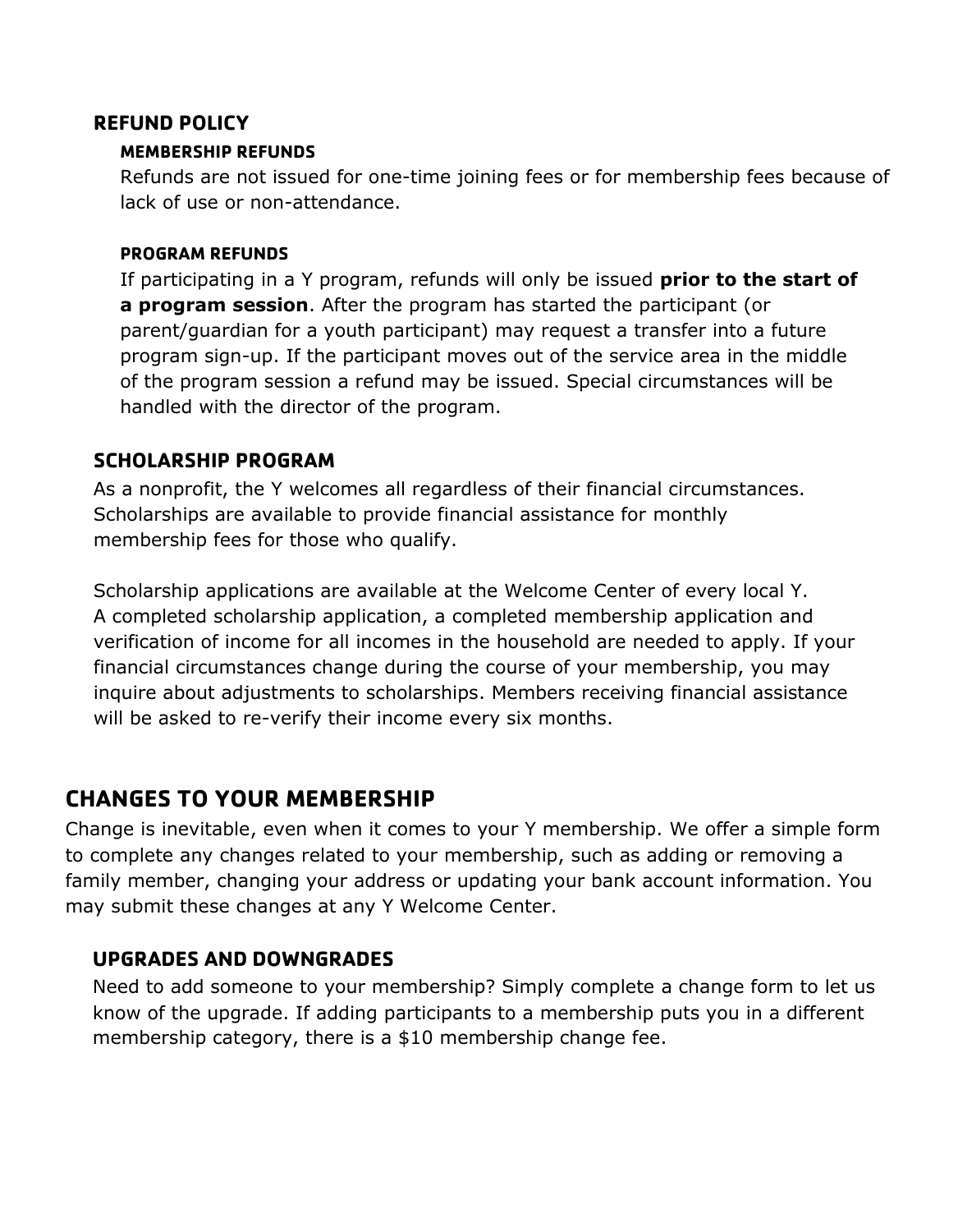## REFUND POLICY

### MEMBERSHIP REFUNDS

Refunds are not issued for one-time joining fees or for membership fees because of lack of use or non-attendance.

### PROGRAM REFUNDS

If participating in a Y program, refunds will only be issued **prior to the start of a program session**. After the program has started the participant (or parent/guardian for a youth participant) may request a transfer into a future program sign-up. If the participant moves out of the service area in the middle of the program session a refund may be issued. Special circumstances will be handled with the director of the program.

## SCHOLARSHIP PROGRAM

As a nonprofit, the Y welcomes all regardless of their financial circumstances. Scholarships are available to provide financial assistance for monthly membership fees for those who qualify.

Scholarship applications are available at the Welcome Center of every local Y. A completed scholarship application, a completed membership application and verification of income for all incomes in the household are needed to apply. If your financial circumstances change during the course of your membership, you may inquire about adjustments to scholarships. Members receiving financial assistance will be asked to re-verify their income every six months.

# CHANGES TO YOUR MEMBERSHIP

Change is inevitable, even when it comes to your Y membership. We offer a simple form to complete any changes related to your membership, such as adding or removing a family member, changing your address or updating your bank account information. You may submit these changes at any Y Welcome Center.

## UPGRADES AND DOWNGRADES

Need to add someone to your membership? Simply complete a change form to let us know of the upgrade. If adding participants to a membership puts you in a different membership category, there is a $10 membership change fee.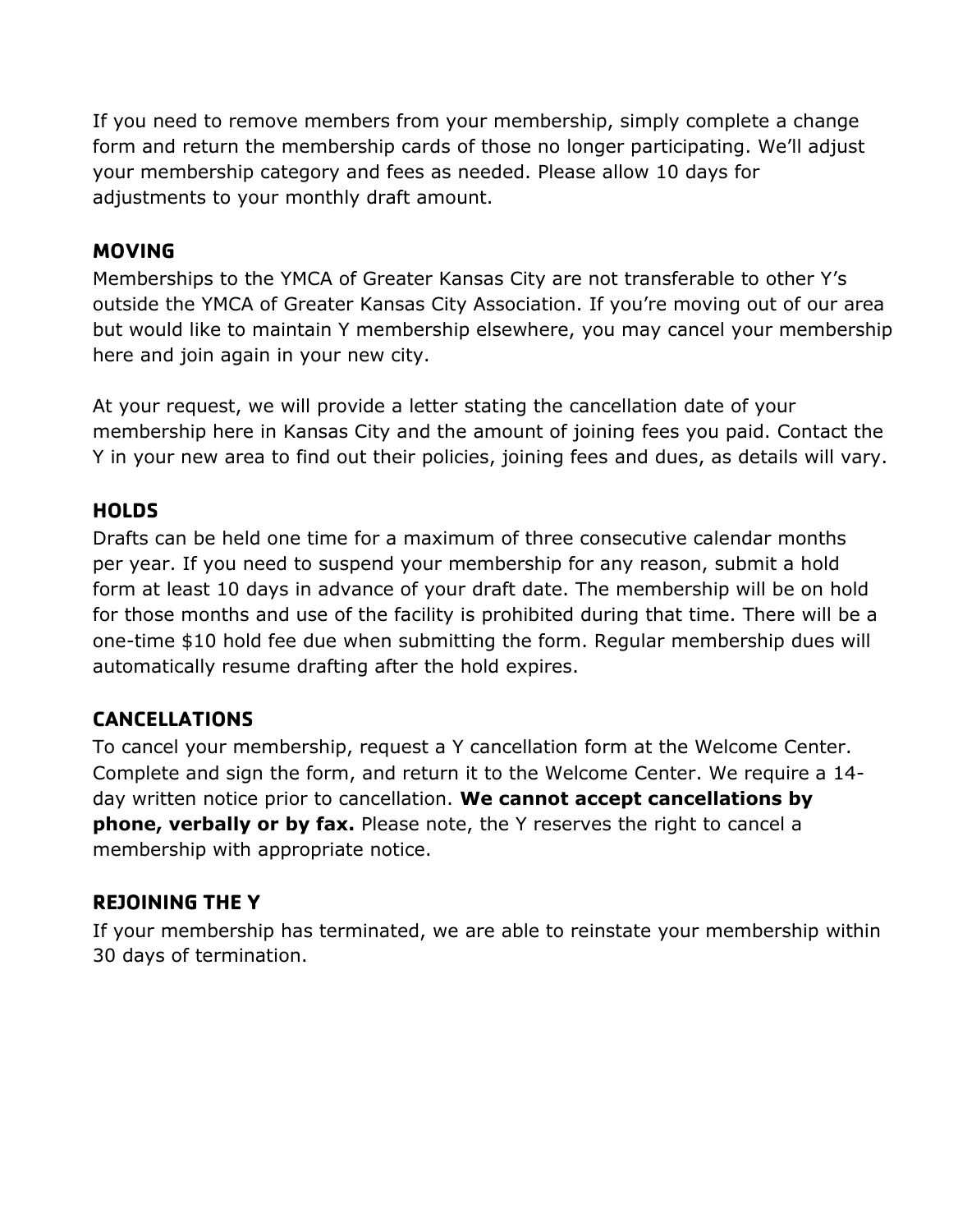If you need to remove members from your membership, simply complete a change form and return the membership cards of those no longer participating. We'll adjust your membership category and fees as needed. Please allow 10 days for adjustments to your monthly draft amount.

## MOVING

Memberships to the YMCA of Greater Kansas City are not transferable to other Y's outside the YMCA of Greater Kansas City Association. If you're moving out of our area but would like to maintain Y membership elsewhere, you may cancel your membership here and join again in your new city.

At your request, we will provide a letter stating the cancellation date of your membership here in Kansas City and the amount of joining fees you paid. Contact the Y in your new area to find out their policies, joining fees and dues, as details will vary.

## HOLDS

Drafts can be held one time for a maximum of three consecutive calendar months per year. If you need to suspend your membership for any reason, submit a hold form at least 10 days in advance of your draft date. The membership will be on hold for those months and use of the facility is prohibited during that time. There will be a one-time $10 hold fee due when submitting the form. Regular membership dues will automatically resume drafting after the hold expires.

## CANCELLATIONS

To cancel your membership, request a Y cancellation form at the Welcome Center. Complete and sign the form, and return it to the Welcome Center. We require a 14-day written notice prior to cancellation. **We cannot accept cancellations by phone, verbally or by fax.** Please note, the Y reserves the right to cancel a membership with appropriate notice.

## REJOINING THE Y

If your membership has terminated, we are able to reinstate your membership within 30 days of termination.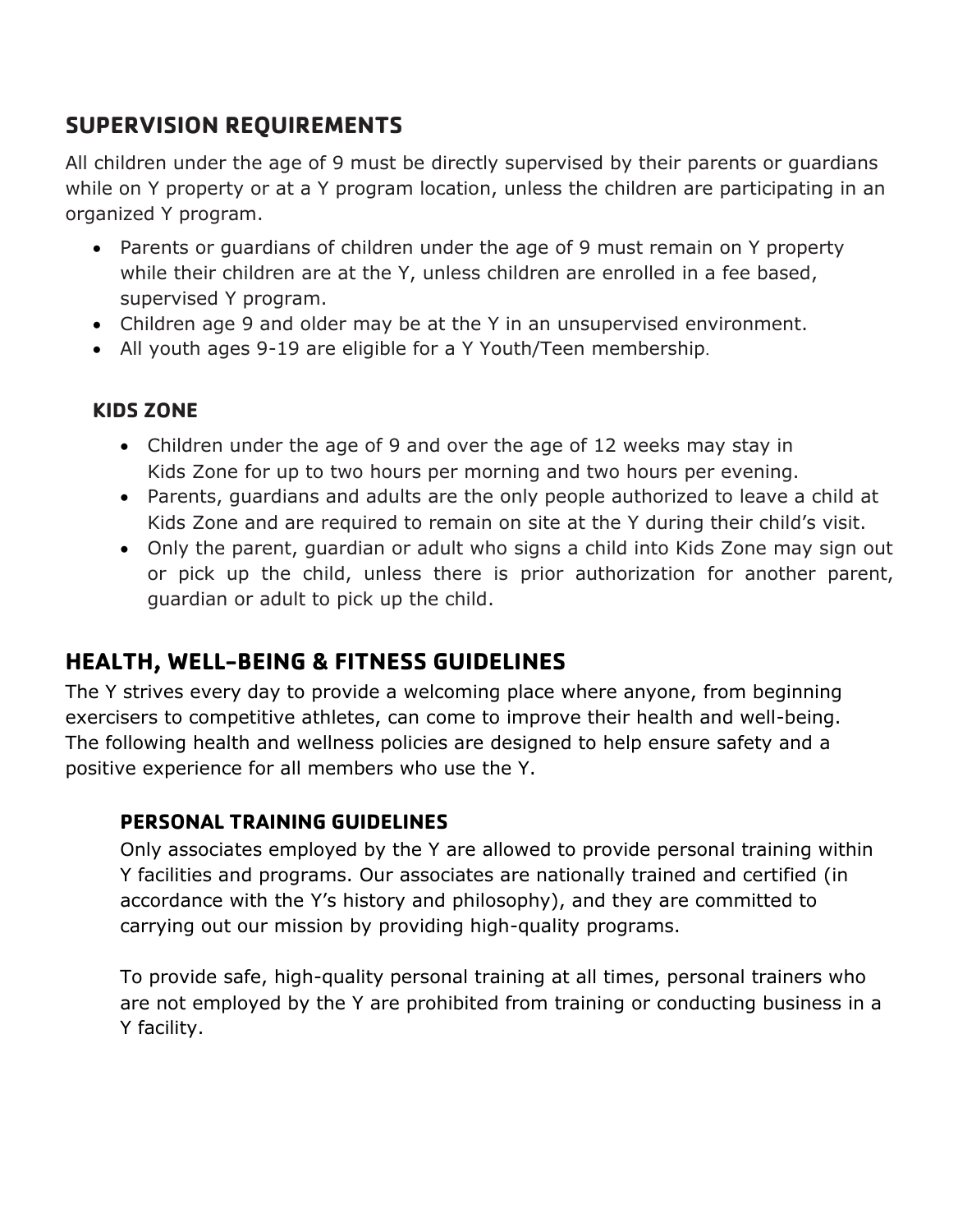## SUPERVISION REQUIREMENTS

All children under the age of 9 must be directly supervised by their parents or guardians while on Y property or at a Y program location, unless the children are participating in an organized Y program.

- Parents or guardians of children under the age of 9 must remain on Y property while their children are at the Y, unless children are enrolled in a fee based, supervised Y program.
- Children age 9 and older may be at the Y in an unsupervised environment.
- All youth ages 9-19 are eligible for a Y Youth/Teen membership.

### KIDS ZONE

- Children under the age of 9 and over the age of 12 weeks may stay in Kids Zone for up to two hours per morning and two hours per evening.
- Parents, guardians and adults are the only people authorized to leave a child at Kids Zone and are required to remain on site at the Y during their child's visit.
- Only the parent, guardian or adult who signs a child into Kids Zone may sign out or pick up the child, unless there is prior authorization for another parent, guardian or adult to pick up the child.

## HEALTH, WELL-BEING & FITNESS GUIDELINES

The Y strives every day to provide a welcoming place where anyone, from beginning exercisers to competitive athletes, can come to improve their health and well-being. The following health and wellness policies are designed to help ensure safety and a positive experience for all members who use the Y.

### PERSONAL TRAINING GUIDELINES

Only associates employed by the Y are allowed to provide personal training within Y facilities and programs. Our associates are nationally trained and certified (in accordance with the Y's history and philosophy), and they are committed to carrying out our mission by providing high-quality programs.

To provide safe, high-quality personal training at all times, personal trainers who are not employed by the Y are prohibited from training or conducting business in a Y facility.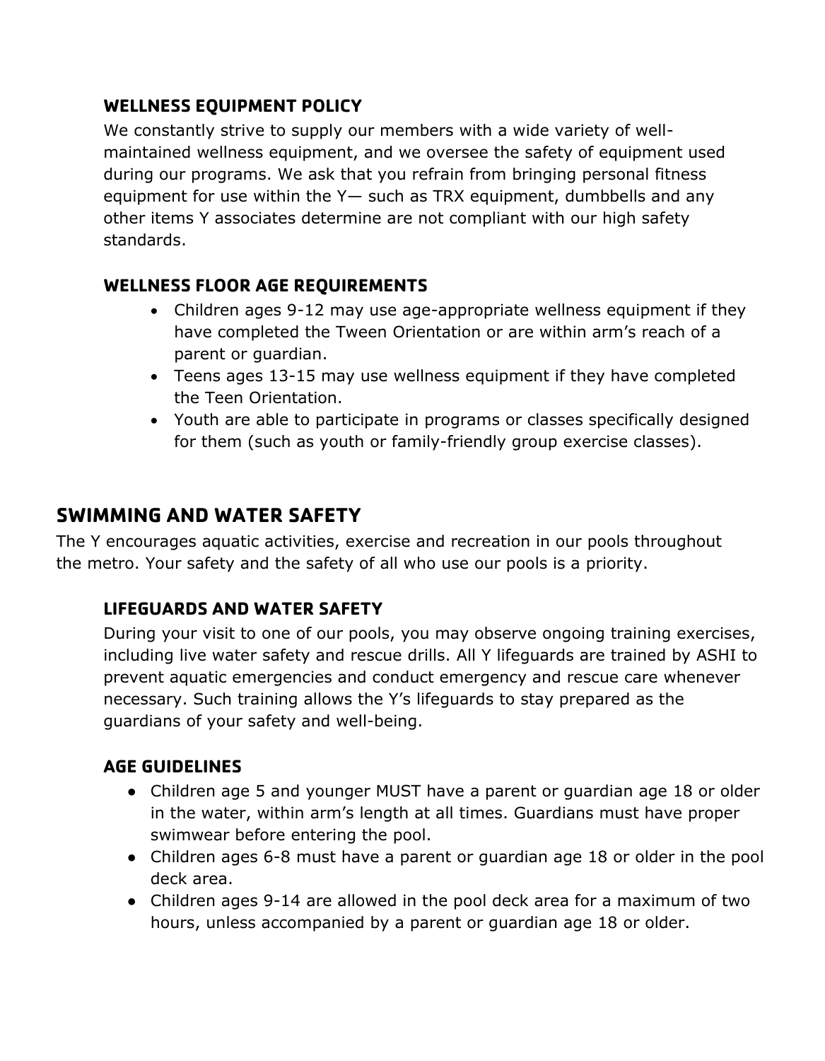### WELLNESS EQUIPMENT POLICY

We constantly strive to supply our members with a wide variety of well-maintained wellness equipment, and we oversee the safety of equipment used during our programs. We ask that you refrain from bringing personal fitness equipment for use within the Y— such as TRX equipment, dumbbells and any other items Y associates determine are not compliant with our high safety standards.

### WELLNESS FLOOR AGE REQUIREMENTS

- Children ages 9-12 may use age-appropriate wellness equipment if they have completed the Tween Orientation or are within arm's reach of a parent or guardian.
- Teens ages 13-15 may use wellness equipment if they have completed the Teen Orientation.
- Youth are able to participate in programs or classes specifically designed for them (such as youth or family-friendly group exercise classes).

## SWIMMING AND WATER SAFETY

The Y encourages aquatic activities, exercise and recreation in our pools throughout the metro. Your safety and the safety of all who use our pools is a priority.

### LIFEGUARDS AND WATER SAFETY

During your visit to one of our pools, you may observe ongoing training exercises, including live water safety and rescue drills. All Y lifeguards are trained by ASHI to prevent aquatic emergencies and conduct emergency and rescue care whenever necessary. Such training allows the Y's lifeguards to stay prepared as the guardians of your safety and well-being.

### AGE GUIDELINES

- Children age 5 and younger MUST have a parent or guardian age 18 or older in the water, within arm's length at all times. Guardians must have proper swimwear before entering the pool.
- Children ages 6-8 must have a parent or guardian age 18 or older in the pool deck area.
- Children ages 9-14 are allowed in the pool deck area for a maximum of two hours, unless accompanied by a parent or guardian age 18 or older.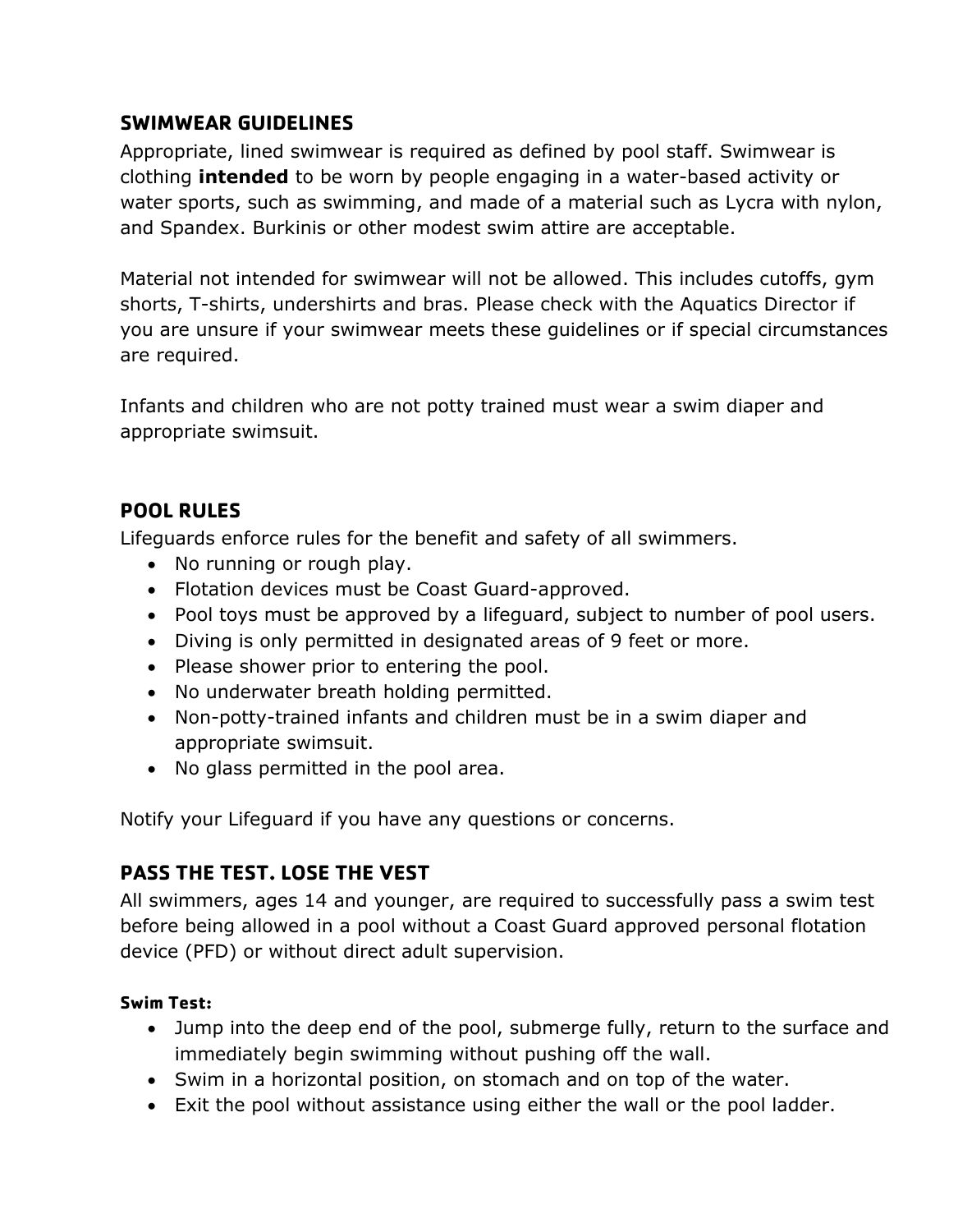## SWIMWEAR GUIDELINES

Appropriate, lined swimwear is required as defined by pool staff. Swimwear is clothing **intended** to be worn by people engaging in a water-based activity or water sports, such as swimming, and made of a material such as Lycra with nylon, and Spandex. Burkinis or other modest swim attire are acceptable.

Material not intended for swimwear will not be allowed. This includes cutoffs, gym shorts, T-shirts, undershirts and bras. Please check with the Aquatics Director if you are unsure if your swimwear meets these guidelines or if special circumstances are required.

Infants and children who are not potty trained must wear a swim diaper and appropriate swimsuit.

## POOL RULES

Lifeguards enforce rules for the benefit and safety of all swimmers.

- No running or rough play.
- Flotation devices must be Coast Guard-approved.
- Pool toys must be approved by a lifeguard, subject to number of pool users.
- Diving is only permitted in designated areas of 9 feet or more.
- Please shower prior to entering the pool.
- No underwater breath holding permitted.
- Non-potty-trained infants and children must be in a swim diaper and appropriate swimsuit.
- No glass permitted in the pool area.

Notify your Lifeguard if you have any questions or concerns.

## PASS THE TEST. LOSE THE VEST

All swimmers, ages 14 and younger, are required to successfully pass a swim test before being allowed in a pool without a Coast Guard approved personal flotation device (PFD) or without direct adult supervision.

### Swim Test:

- Jump into the deep end of the pool, submerge fully, return to the surface and immediately begin swimming without pushing off the wall.
- Swim in a horizontal position, on stomach and on top of the water.
- Exit the pool without assistance using either the wall or the pool ladder.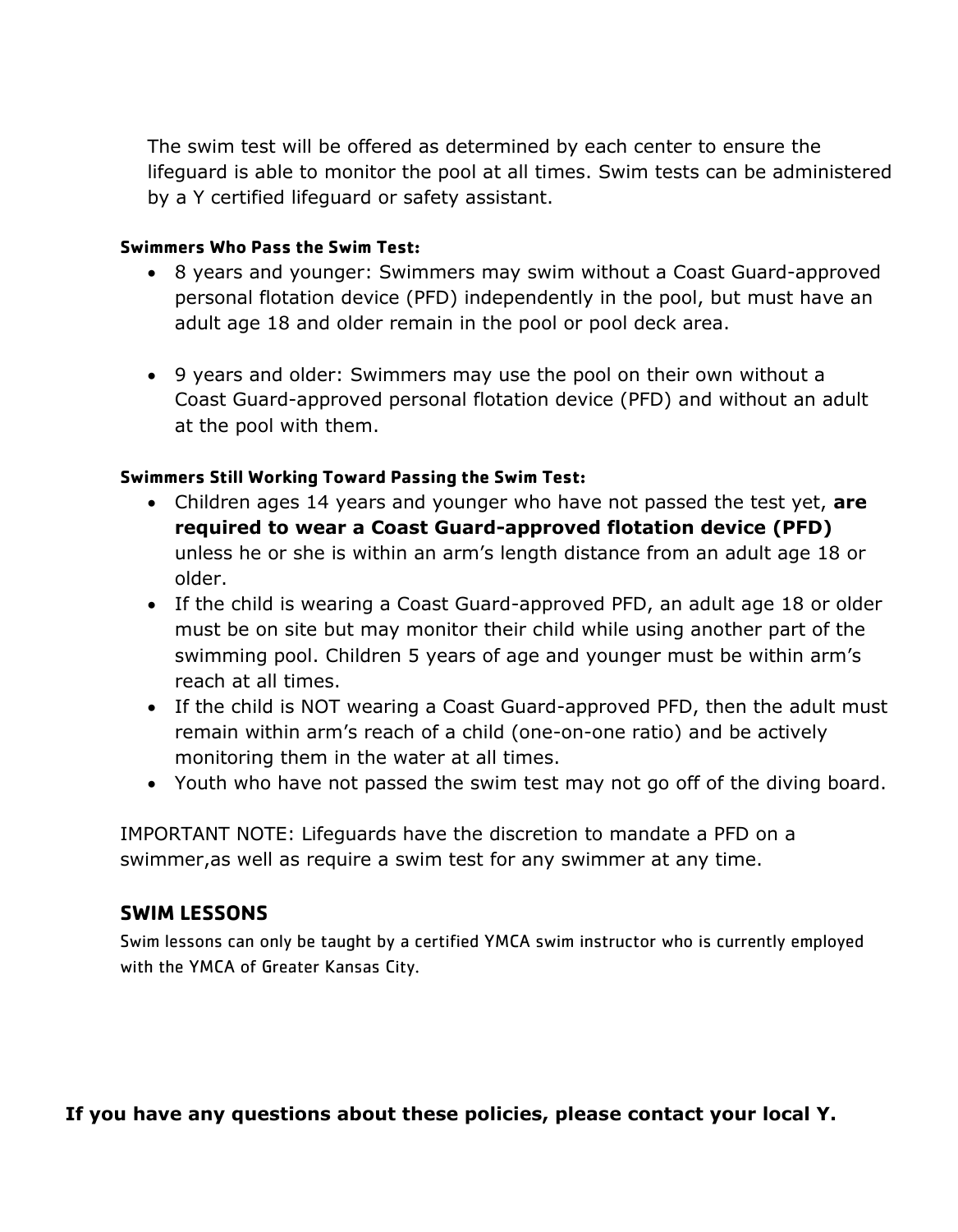The swim test will be offered as determined by each center to ensure the lifeguard is able to monitor the pool at all times. Swim tests can be administered by a Y certified lifeguard or safety assistant.

#### Swimmers Who Pass the Swim Test:

- 8 years and younger: Swimmers may swim without a Coast Guard-approved personal flotation device (PFD) independently in the pool, but must have an adult age 18 and older remain in the pool or pool deck area.

- 9 years and older: Swimmers may use the pool on their own without a Coast Guard-approved personal flotation device (PFD) and without an adult at the pool with them.

#### Swimmers Still Working Toward Passing the Swim Test:

- Children ages 14 years and younger who have not passed the test yet, **are required to wear a Coast Guard-approved flotation device (PFD)** unless he or she is within an arm's length distance from an adult age 18 or older.
- If the child is wearing a Coast Guard-approved PFD, an adult age 18 or older must be on site but may monitor their child while using another part of the swimming pool. Children 5 years of age and younger must be within arm's reach at all times.
- If the child is NOT wearing a Coast Guard-approved PFD, then the adult must remain within arm's reach of a child (one-on-one ratio) and be actively monitoring them in the water at all times.
- Youth who have not passed the swim test may not go off of the diving board.

IMPORTANT NOTE: Lifeguards have the discretion to mandate a PFD on a swimmer,as well as require a swim test for any swimmer at any time.

### SWIM LESSONS

Swim lessons can only be taught by a certified YMCA swim instructor who is currently employed with the YMCA of Greater Kansas City.

**If you have any questions about these policies, please contact your local Y.**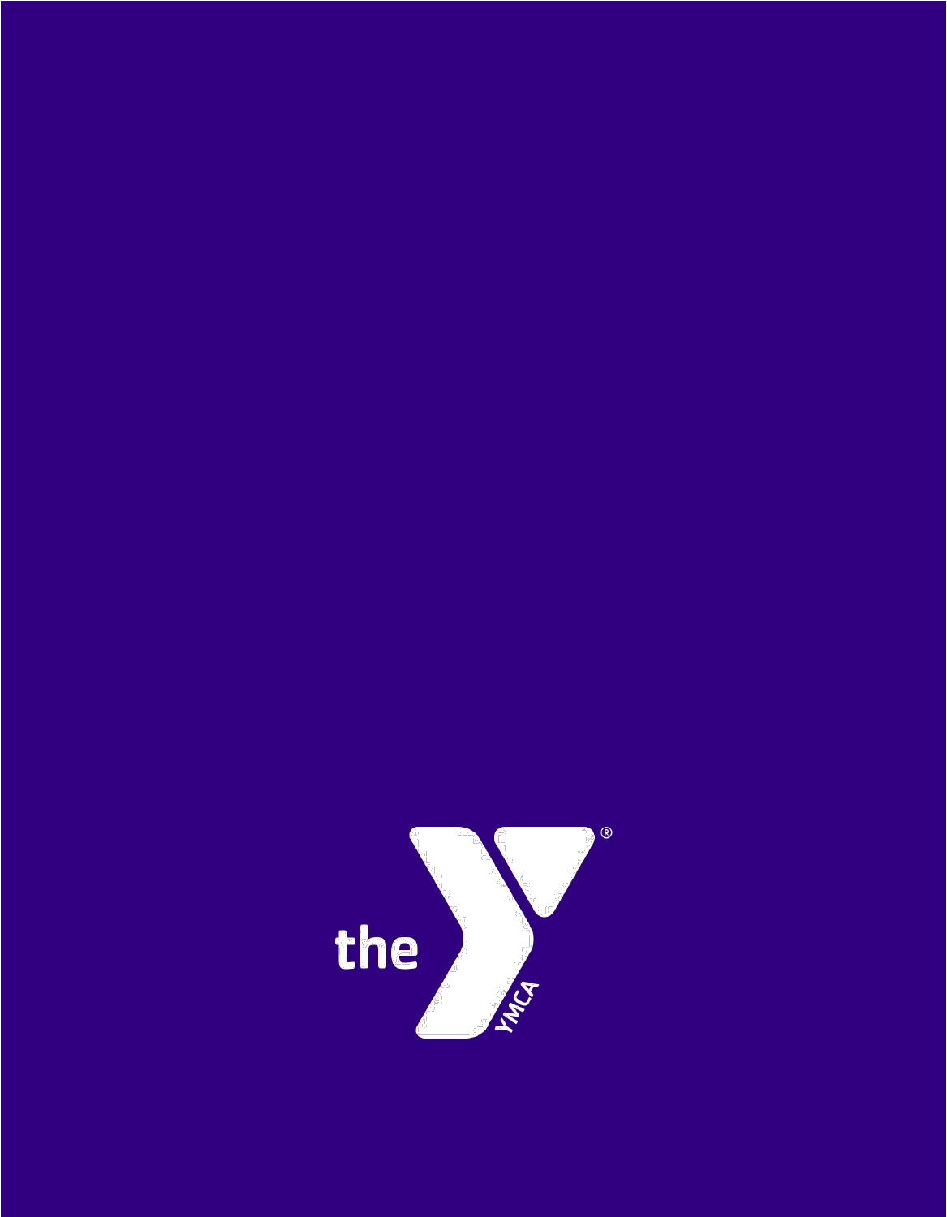the YMCA